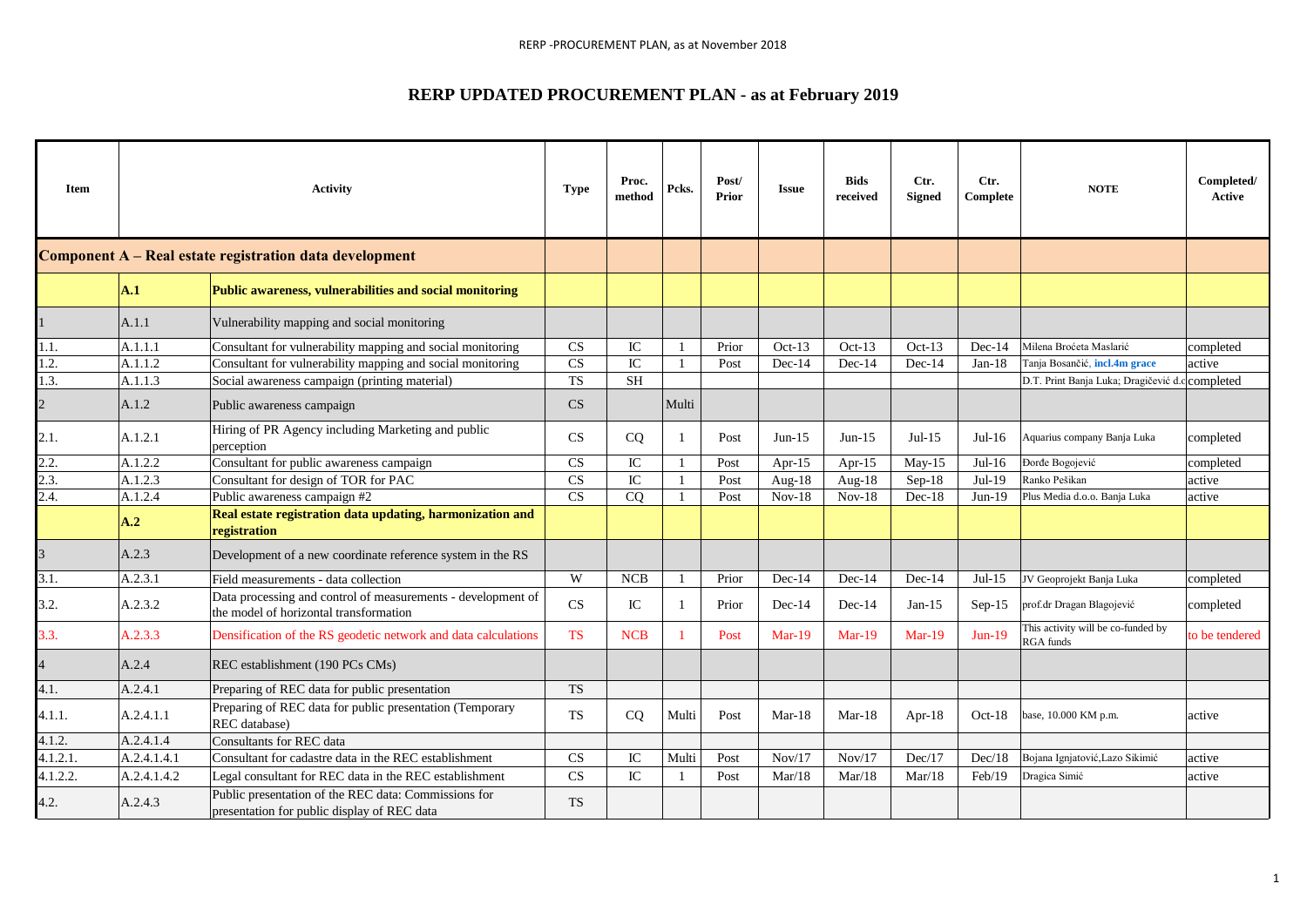# RERP UPDATED PROCUREMENT PLAN - as at February 2019

| Item | | Activity | Type | Proc. method | Pcks. | Post/ Prior | Issue | Bids received | Ctr. Signed | Ctr. Complete | NOTE | Completed/ Active |
|---|---|---|---|---|---|---|---|---|---|---|---|---|
| **Component A – Real estate registration data development** | | | | | | | | | | | | |
| | **A.1** | **Public awareness, vulnerabilities and social monitoring** | | | | | | | | | | |
| 1 | A.1.1 | Vulnerability mapping and social monitoring | | | | | | | | | | |
| 1.1. | A.1.1.1 | Consultant for vulnerability mapping and social monitoring | CS | IC | 1 | Prior | Oct-13 | Oct-13 | Oct-13 | Dec-14 | Milena Broćeta Maslarić | completed |
| 1.2. | A.1.1.2 | Consultant for vulnerability mapping and social monitoring | CS | IC | 1 | Post | Dec-14 | Dec-14 | Dec-14 | Jan-18 | Tanja Bosančić, **incl.4m grace** | active |
| 1.3. | A.1.1.3 | Social awareness campaign (printing material) | TS | SH | | | | | | | D.T. Print Banja Luka; Dragičević d.o | completed |
| 2 | A.1.2 | Public awareness campaign | CS | | Multi | | | | | | | |
| 2.1. | A.1.2.1 | Hiring of PR Agency including Marketing and public perception | CS | CQ | 1 | Post | Jun-15 | Jun-15 | Jul-15 | Jul-16 | Aquarius company Banja Luka | completed |
| 2.2. | A.1.2.2 | Consultant for public awareness campaign | CS | IC | 1 | Post | Apr-15 | Apr-15 | May-15 | Jul-16 | Đorđe Bogojević | completed |
| 2.3. | A.1.2.3 | Consultant for design of TOR for PAC | CS | IC | 1 | Post | Aug-18 | Aug-18 | Sep-18 | Jul-19 | Ranko Pešikan | active |
| 2.4. | A.1.2.4 | Public awareness campaign #2 | CS | CQ | 1 | Post | Nov-18 | Nov-18 | Dec-18 | Jun-19 | Plus Media d.o.o. Banja Luka | active |
| | **A.2** | **Real estate registration data updating, harmonization and registration** | | | | | | | | | | |
| 3 | A.2.3 | Development of a new coordinate reference system in the RS | | | | | | | | | | |
| 3.1. | A.2.3.1 | Field measurements - data collection | W | NCB | 1 | Prior | Dec-14 | Dec-14 | Dec-14 | Jul-15 | JV Geoprojekt Banja Luka | completed |
| 3.2. | A.2.3.2 | Data processing and control of measurements - development of the model of horizontal transformation | CS | IC | 1 | Prior | Dec-14 | Dec-14 | Jan-15 | Sep-15 | prof.dr Dragan Blagojević | completed |
| 3.3. | A.2.3.3 | Densification of the RS geodetic network and data calculations | TS | NCB | 1 | Post | Mar-19 | Mar-19 | Mar-19 | Jun-19 | This activity will be co-funded by RGA funds | to be tendered |
| 4 | A.2.4 | REC establishment (190 PCs CMs) | | | | | | | | | | |
| 4.1. | A.2.4.1 | Preparing of REC data for public presentation | TS | | | | | | | | | |
| 4.1.1. | A.2.4.1.1 | Preparing of REC data for public presentation (Temporary REC database) | TS | CQ | Multi | Post | Mar-18 | Mar-18 | Apr-18 | Oct-18 | base, 10.000 KM p.m. | active |
| 4.1.2. | A.2.4.1.4 | Consultants for REC data | | | | | | | | | | |
| 4.1.2.1. | A.2.4.1.4.1 | Consultant for cadastre data in the REC establishment | CS | IC | Multi | Post | Nov/17 | Nov/17 | Dec/17 | Dec/18 | Bojana Ignjatović,Lazo Sikimić | active |
| 4.1.2.2. | A.2.4.1.4.2 | Legal consultant for REC data in the REC establishment | CS | IC | 1 | Post | Mar/18 | Mar/18 | Mar/18 | Feb/19 | Dragica Simić | active |
| 4.2. | A.2.4.3 | Public presentation of the REC data: Commissions for presentation for public display of REC data | TS | | | | | | | | | |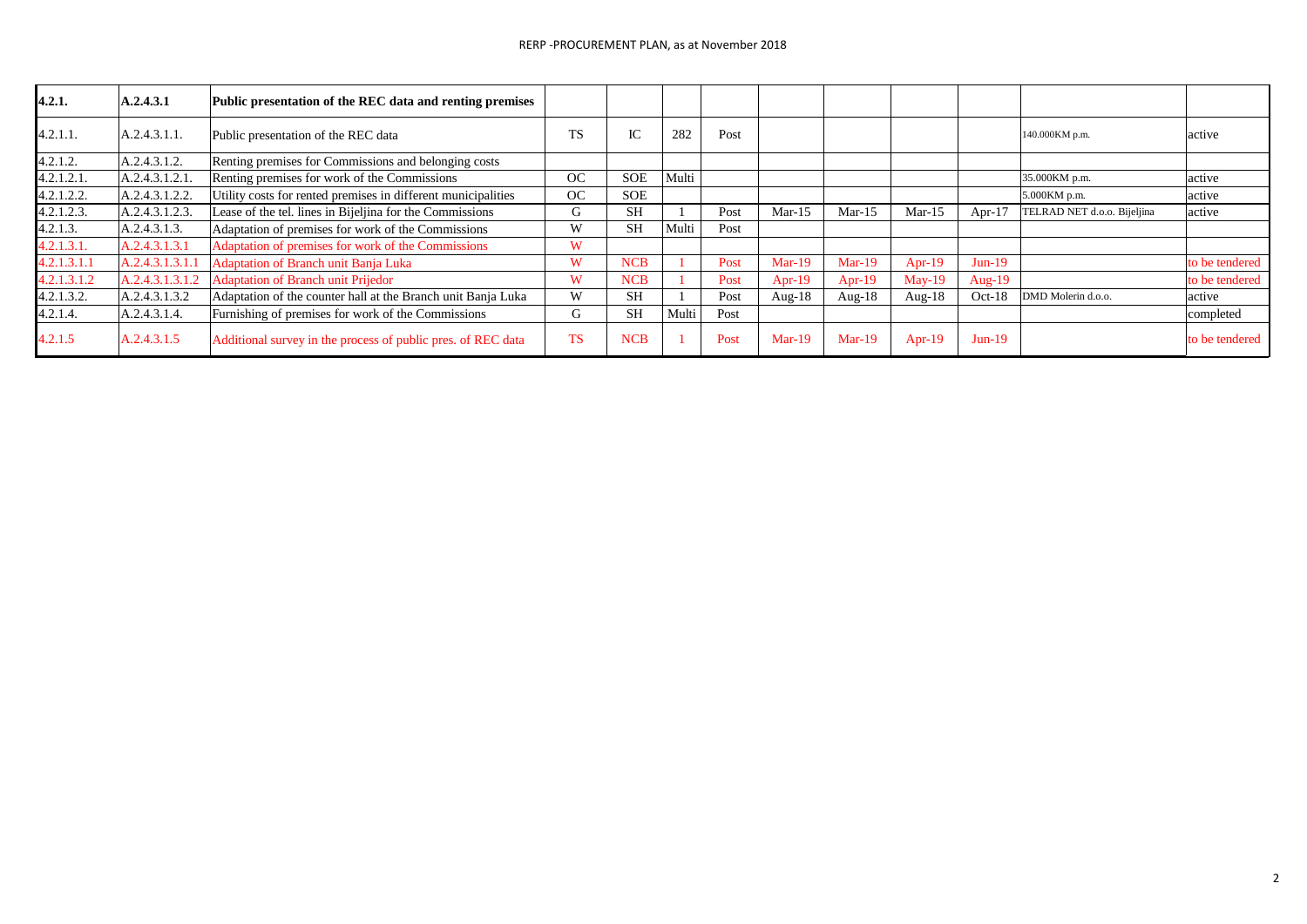# RERP -PROCUREMENT PLAN, as at November 2018

| | | | | | | | | | | | |
|---|---|---|---|---|---|---|---|---|---|---|---|
| **4.2.1.** | **A.2.4.3.1** | **Public presentation of the REC data and renting premises** | | | | | | | | | |
| 4.2.1.1. | A.2.4.3.1.1. | Public presentation of the REC data | TS | IC | 282 | Post | | | | | 140.000KM p.m. | active |
| 4.2.1.2. | A.2.4.3.1.2. | Renting premises for Commissions and belonging costs | | | | | | | | | | |
| 4.2.1.2.1. | A.2.4.3.1.2.1. | Renting premises for work of the Commissions | OC | SOE | Multi | | | | | | 35.000KM p.m. | active |
| 4.2.1.2.2. | A.2.4.3.1.2.2. | Utility costs for rented premises in different municipalities | OC | SOE | | | | | | | 5.000KM p.m. | active |
| 4.2.1.2.3. | A.2.4.3.1.2.3. | Lease of the tel. lines in Bijeljina for the Commissions | G | SH | 1 | Post | Mar-15 | Mar-15 | Mar-15 | Apr-17 | TELRAD NET d.o.o. Bijeljina | active |
| 4.2.1.3. | A.2.4.3.1.3. | Adaptation of premises for work of the Commissions | W | SH | Multi | Post | | | | | | |
| 4.2.1.3.1. | A.2.4.3.1.3.1 | Adaptation of premises for work of the Commissions | W | | | | | | | | | |
| 4.2.1.3.1.1 | A.2.4.3.1.3.1.1 | Adaptation of Branch unit Banja Luka | W | NCB | 1 | Post | Mar-19 | Mar-19 | Apr-19 | Jun-19 | | to be tendered |
| 4.2.1.3.1.2 | A.2.4.3.1.3.1.2 | Adaptation of Branch unit Prijedor | W | NCB | 1 | Post | Apr-19 | Apr-19 | May-19 | Aug-19 | | to be tendered |
| 4.2.1.3.2. | A.2.4.3.1.3.2 | Adaptation of the counter hall at the Branch unit Banja Luka | W | SH | 1 | Post | Aug-18 | Aug-18 | Aug-18 | Oct-18 | DMD Molerin d.o.o. | active |
| 4.2.1.4. | A.2.4.3.1.4. | Furnishing of premises for work of the Commissions | G | SH | Multi | Post | | | | | | completed |
| 4.2.1.5 | A.2.4.3.1.5 | Additional survey in the process of public pres. of REC data | TS | NCB | 1 | Post | Mar-19 | Mar-19 | Apr-19 | Jun-19 | | to be tendered |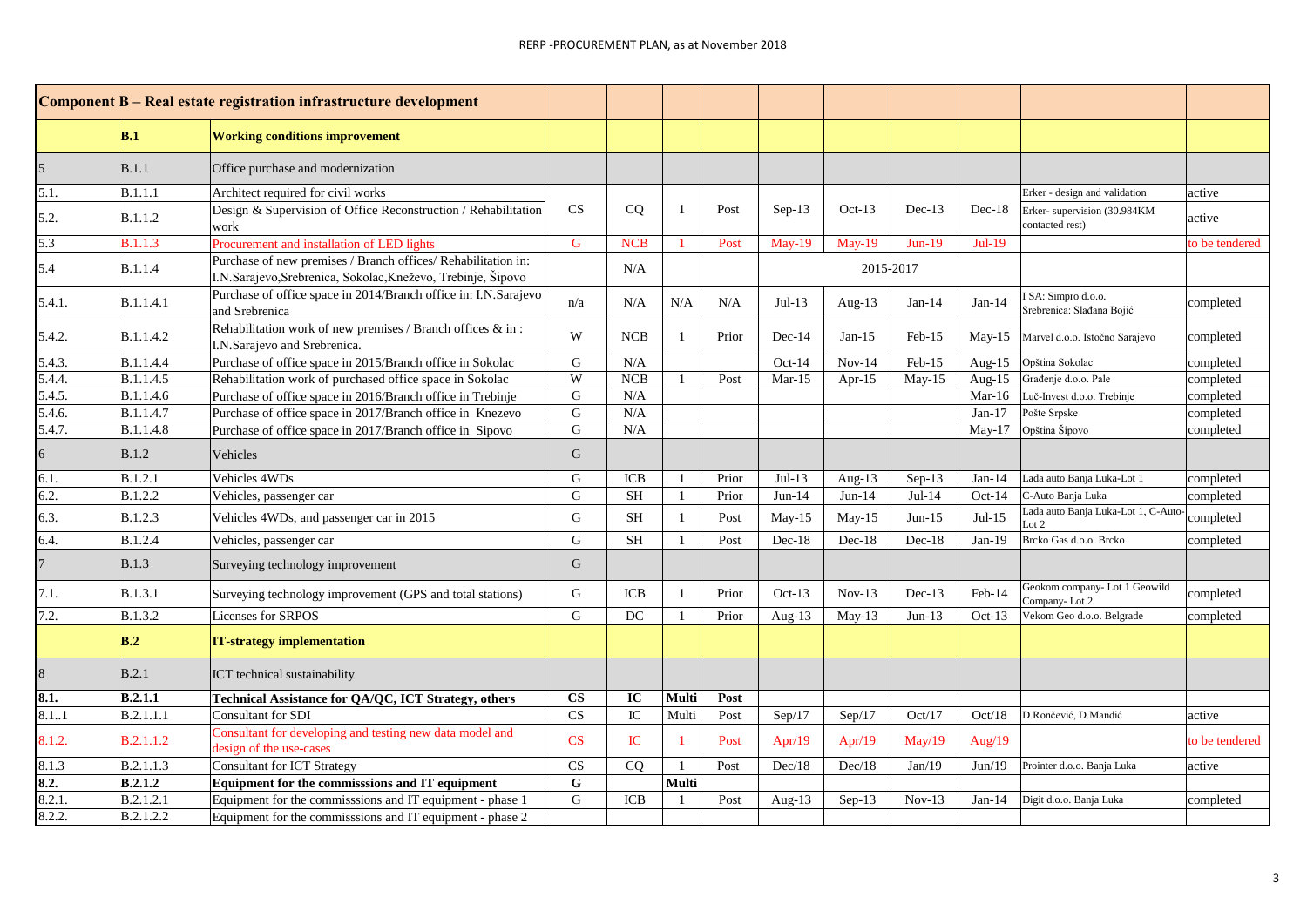# RERP -PROCUREMENT PLAN, as at November 2018

| Component B – Real estate registration infrastructure development | | | | | | | | | | | | |
|---|---|---|---|---|---|---|---|---|---|---|---|---|
| | **B.1** | **Working conditions improvement** | | | | | | | | | | |
| 5 | B.1.1 | Office purchase and modernization | | | | | | | | | | |
| 5.1. | B.1.1.1 | Architect required for civil works | CS | CQ | 1 | Post | Sep-13 | Oct-13 | Dec-13 | Dec-18 | Erker - design and validation | active |
| 5.2. | B.1.1.2 | Design & Supervision of Office Reconstruction / Rehabilitation work | | | | | | | | | Erker- supervision (30.984KM contacted rest) | active |
| 5.3 | B.1.1.3 | Procurement and installation of LED lights | G | NCB | 1 | Post | May-19 | May-19 | Jun-19 | Jul-19 | | to be tendered |
| 5.4 | B.1.1.4 | Purchase of new premises / Branch offices/ Rehabilitation in: I.N.Sarajevo,Srebrenica, Sokolac,Kneževo, Trebinje, Šipovo | | N/A | | | 2015-2017 | | | | | |
| 5.4.1. | B.1.1.4.1 | Purchase of office space in 2014/Branch office in: I.N.Sarajevo and Srebrenica | n/a | N/A | N/A | N/A | Jul-13 | Aug-13 | Jan-14 | Jan-14 | I SA: Simpro d.o.o. Srebrenica: Slađana Bojić | completed |
| 5.4.2. | B.1.1.4.2 | Rehabilitation work of new premises / Branch offices & in : I.N.Sarajevo and Srebrenica. | W | NCB | 1 | Prior | Dec-14 | Jan-15 | Feb-15 | May-15 | Marvel d.o.o. Istočno Sarajevo | completed |
| 5.4.3. | B.1.1.4.4 | Purchase of office space in 2015/Branch office in Sokolac | G | N/A | | | Oct-14 | Nov-14 | Feb-15 | Aug-15 | Opština Sokolac | completed |
| 5.4.4. | B.1.1.4.5 | Rehabilitation work of purchased office space in Sokolac | W | NCB | 1 | Post | Mar-15 | Apr-15 | May-15 | Aug-15 | Građenje d.o.o. Pale | completed |
| 5.4.5. | B.1.1.4.6 | Purchase of office space in 2016/Branch office in Trebinje | G | N/A | | | | | | Mar-16 | Luč-Invest d.o.o. Trebinje | completed |
| 5.4.6. | B.1.1.4.7 | Purchase of office space in 2017/Branch office in Knezevo | G | N/A | | | | | | Jan-17 | Pošte Srpske | completed |
| 5.4.7. | B.1.1.4.8 | Purchase of office space in 2017/Branch office in Sipovo | G | N/A | | | | | | May-17 | Opština Šipovo | completed |
| 6 | B.1.2 | Vehicles | G | | | | | | | | | |
| 6.1. | B.1.2.1 | Vehicles 4WDs | G | ICB | 1 | Prior | Jul-13 | Aug-13 | Sep-13 | Jan-14 | Lada auto Banja Luka-Lot 1 | completed |
| 6.2. | B.1.2.2 | Vehicles, passenger car | G | SH | 1 | Prior | Jun-14 | Jun-14 | Jul-14 | Oct-14 | C-Auto Banja Luka | completed |
| 6.3. | B.1.2.3 | Vehicles 4WDs, and passenger car in 2015 | G | SH | 1 | Post | May-15 | May-15 | Jun-15 | Jul-15 | Lada auto Banja Luka-Lot 1, C-Auto-Lot 2 | completed |
| 6.4. | B.1.2.4 | Vehicles, passenger car | G | SH | 1 | Post | Dec-18 | Dec-18 | Dec-18 | Jan-19 | Brcko Gas d.o.o. Brcko | completed |
| 7 | B.1.3 | Surveying technology improvement | G | | | | | | | | | |
| 7.1. | B.1.3.1 | Surveying technology improvement (GPS and total stations) | G | ICB | 1 | Prior | Oct-13 | Nov-13 | Dec-13 | Feb-14 | Geokom company- Lot 1 Geowild Company- Lot 2 | completed |
| 7.2. | B.1.3.2 | Licenses for SRPOS | G | DC | 1 | Prior | Aug-13 | May-13 | Jun-13 | Oct-13 | Vekom Geo d.o.o. Belgrade | completed |
| | **B.2** | **IT-strategy implementation** | | | | | | | | | | |
| 8 | B.2.1 | ICT technical sustainability | | | | | | | | | | |
| **8.1.** | **B.2.1.1** | **Technical Assistance for QA/QC, ICT Strategy, others** | **CS** | **IC** | **Multi** | **Post** | | | | | | |
| 8.1..1 | B.2.1.1.1 | Consultant for SDI | CS | IC | Multi | Post | Sep/17 | Sep/17 | Oct/17 | Oct/18 | D.Rončević, D.Mandić | active |
| 8.1.2. | B.2.1.1.2 | Consultant for developing and testing new data model and design of the use-cases | CS | IC | 1 | Post | Apr/19 | Apr/19 | May/19 | Aug/19 | | to be tendered |
| 8.1.3 | B.2.1.1.3 | Consultant for ICT Strategy | CS | CQ | 1 | Post | Dec/18 | Dec/18 | Jan/19 | Jun/19 | Prointer d.o.o. Banja Luka | active |
| **8.2.** | **B.2.1.2** | **Equipment for the commisssions and IT equipment** | **G** | | **Multi** | | | | | | | |
| 8.2.1. | B.2.1.2.1 | Equipment for the commisssions and IT equipment - phase 1 | G | ICB | 1 | Post | Aug-13 | Sep-13 | Nov-13 | Jan-14 | Digit d.o.o. Banja Luka | completed |
| 8.2.2. | B.2.1.2.2 | Equipment for the commisssions and IT equipment - phase 2 | | | | | | | | | | |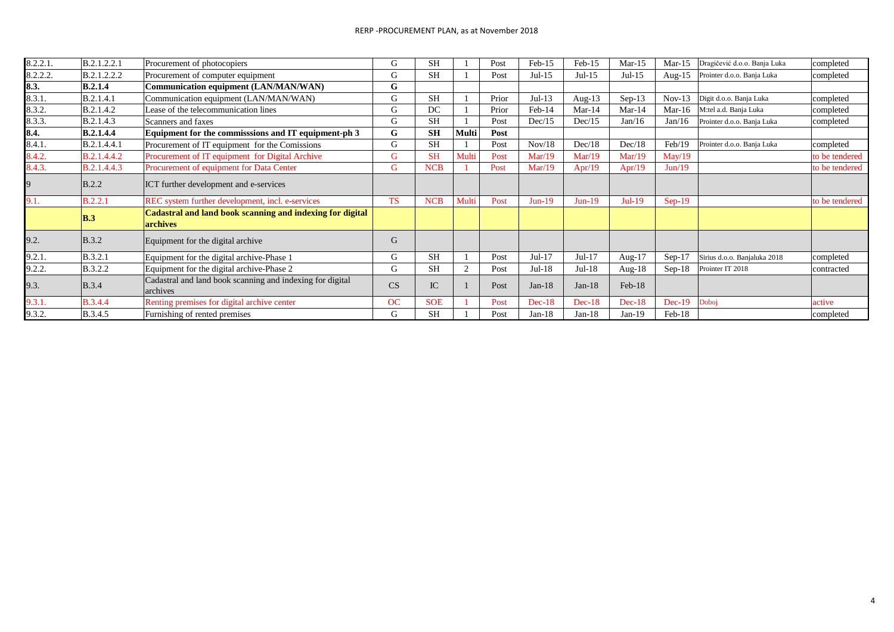| | | | | | | | | | | | | |
|---|---|---|---|---|---|---|---|---|---|---|---|---|
| 8.2.2.1. | B.2.1.2.2.1 | Procurement of photocopiers | G | SH | 1 | Post | Feb-15 | Feb-15 | Mar-15 | Mar-15 | Dragičević d.o.o. Banja Luka | completed |
| 8.2.2.2. | B.2.1.2.2.2 | Procurement of computer equipment | G | SH | 1 | Post | Jul-15 | Jul-15 | Jul-15 | Aug-15 | Prointer d.o.o. Banja Luka | completed |
| **8.3.** | **B.2.1.4** | **Communication equipment (LAN/MAN/WAN)** | **G** | | | | | | | | | |
| 8.3.1. | B.2.1.4.1 | Communication equipment (LAN/MAN/WAN) | G | SH | 1 | Prior | Jul-13 | Aug-13 | Sep-13 | Nov-13 | Digit d.o.o. Banja Luka | completed |
| 8.3.2. | B.2.1.4.2 | Lease of the telecommunication lines | G | DC | 1 | Prior | Feb-14 | Mar-14 | Mar-14 | Mar-16 | M:tel a.d. Banja Luka | completed |
| 8.3.3. | B.2.1.4.3 | Scanners and faxes | G | SH | 1 | Post | Dec/15 | Dec/15 | Jan/16 | Jan/16 | Prointer d.o.o. Banja Luka | completed |
| **8.4.** | **B.2.1.4.4** | **Equipment for the commisssions and IT equipment-ph 3** | **G** | **SH** | **Multi** | **Post** | | | | | | |
| 8.4.1. | B.2.1.4.4.1 | Procurement of IT equipment for the Comissions | G | SH | 1 | Post | Nov/18 | Dec/18 | Dec/18 | Feb/19 | Prointer d.o.o. Banja Luka | completed |
| 8.4.2. | B.2.1.4.4.2 | Procurement of IT equipment for Digital Archive | G | SH | Multi | Post | Mar/19 | Mar/19 | Mar/19 | May/19 | | to be tendered |
| 8.4.3. | B.2.1.4.4.3 | Procurement of equipment for Data Center | G | NCB | 1 | Post | Mar/19 | Apr/19 | Apr/19 | Jun/19 | | to be tendered |
| 9 | B.2.2 | ICT further development and e-services | | | | | | | | | | |
| 9.1. | B.2.2.1 | REC system further development, incl. e-services | TS | NCB | Multi | Post | Jun-19 | Jun-19 | Jul-19 | Sep-19 | | to be tendered |
| | **B.3** | **Cadastral and land book scanning and indexing for digital archives** | | | | | | | | | | |
| 9.2. | B.3.2 | Equipment for the digital archive | G | | | | | | | | | |
| 9.2.1. | B.3.2.1 | Equipment for the digital archive-Phase 1 | G | SH | 1 | Post | Jul-17 | Jul-17 | Aug-17 | Sep-17 | Sirius d.o.o. Banjaluka 2018 | completed |
| 9.2.2. | B.3.2.2 | Equipment for the digital archive-Phase 2 | G | SH | 2 | Post | Jul-18 | Jul-18 | Aug-18 | Sep-18 | Prointer IT 2018 | contracted |
| 9.3. | B.3.4 | Cadastral and land book scanning and indexing for digital archives | CS | IC | 1 | Post | Jan-18 | Jan-18 | Feb-18 | | | |
| 9.3.1. | B.3.4.4 | Renting premises for digital archive center | OC | SOE | 1 | Post | Dec-18 | Dec-18 | Dec-18 | Dec-19 | Doboj | active |
| 9.3.2. | B.3.4.5 | Furnishing of rented premises | G | SH | 1 | Post | Jan-18 | Jan-18 | Jan-19 | Feb-18 | | completed |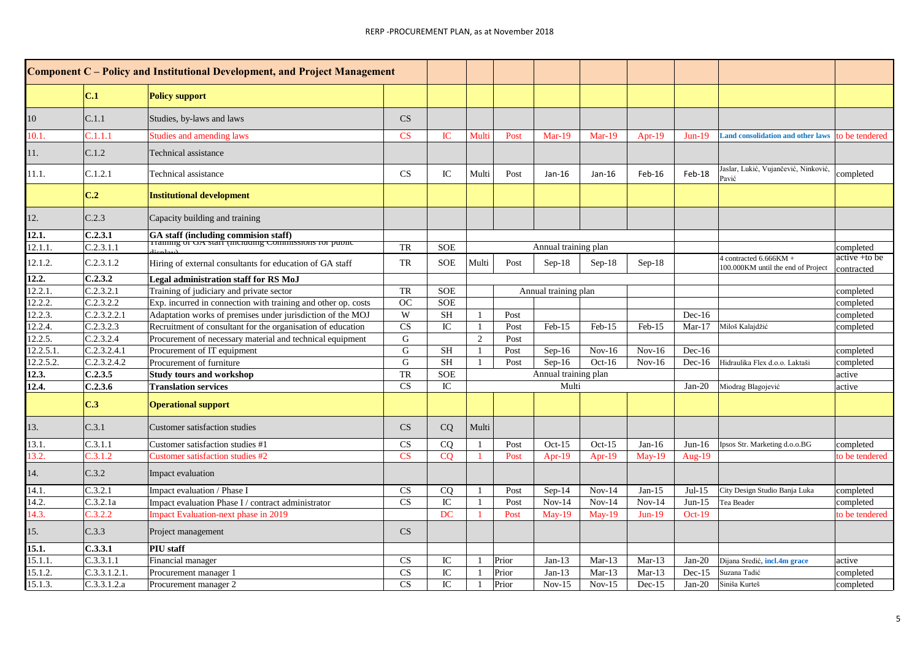| Component C – Policy and Institutional Development, and Project Management | | | | | | | | | | | | |
|---|---|---|---|---|---|---|---|---|---|---|---|---|
| | C.1 | **Policy support** | | | | | | | | | | |
| 10 | C.1.1 | Studies, by-laws and laws | CS | | | | | | | | | |
| 10.1. | C.1.1.1 | Studies and amending laws | CS | IC | Multi | Post | Mar-19 | Mar-19 | Apr-19 | Jun-19 | **Land consolidation and other laws** | to be tendered |
| 11. | C.1.2 | Technical assistance | | | | | | | | | | |
| 11.1. | C.1.2.1 | Technical assistance | CS | IC | Multi | Post | Jan-16 | Jan-16 | Feb-16 | Feb-18 | Jaslar, Lukić, Vujančević, Ninković, Pavić | completed |
| | C.2 | **Institutional development** | | | | | | | | | | |
| 12. | C.2.3 | Capacity building and training | | | | | | | | | | |
| **12.1.** | **C.2.3.1** | **GA staff (including commision staff)** | | | | | | | | | | |
| 12.1.1. | C.2.3.1.1 | Training of GA staff (including Commissions for public display) | TR | SOE | | | Annual training plan | | | | | completed |
| 12.1.2. | C.2.3.1.2 | Hiring of external consultants for education of GA staff | TR | SOE | Multi | Post | Sep-18 | Sep-18 | Sep-18 | | 4 contracted 6.666KM + 100.000KM until the end of Project | active +to be contracted |
| **12.2.** | **C.2.3.2** | **Legal administration staff for RS MoJ** | | | | | | | | | | |
| 12.2.1. | C.2.3.2.1 | Training of judiciary and private sector | TR | SOE | | | Annual training plan | | | | | completed |
| 12.2.2. | C.2.3.2.2 | Exp. incurred in connection with training and other op. costs | OC | SOE | | | | | | | | completed |
| 12.2.3. | C.2.3.2.2.1 | Adaptation works of premises under jurisdiction of the MOJ | W | SH | 1 | Post | | | | Dec-16 | | completed |
| 12.2.4. | C.2.3.2.3 | Recruitment of consultant for the organisation of education | CS | IC | 1 | Post | Feb-15 | Feb-15 | Feb-15 | Mar-17 | Miloš Kalajdžić | completed |
| 12.2.5. | C.2.3.2.4 | Procurement of necessary material and technical equipment | G | | 2 | Post | | | | | | |
| 12.2.5.1. | C.2.3.2.4.1 | Procurement of IT equipment | G | SH | 1 | Post | Sep-16 | Nov-16 | Nov-16 | Dec-16 | | completed |
| 12.2.5.2. | C.2.3.2.4.2 | Procurement of furniture | G | SH | 1 | Post | Sep-16 | Oct-16 | Nov-16 | Dec-16 | Hidraulika Flex d.o.o. Laktaši | completed |
| **12.3.** | **C.2.3.5** | **Study tours and workshop** | TR | SOE | | | Annual training plan | | | | | active |
| **12.4.** | **C.2.3.6** | **Translation services** | CS | IC | | | Multi | | | Jan-20 | Miodrag Blagojević | active |
| | C.3 | **Operational support** | | | | | | | | | | |
| 13. | C.3.1 | Customer satisfaction studies | CS | CQ | Multi | | | | | | | |
| 13.1. | C.3.1.1 | Customer satisfaction studies #1 | CS | CQ | 1 | Post | Oct-15 | Oct-15 | Jan-16 | Jun-16 | Ipsos Str. Marketing d.o.o.BG | completed |
| 13.2. | C.3.1.2 | Customer satisfaction studies #2 | CS | CQ | 1 | Post | Apr-19 | Apr-19 | May-19 | Aug-19 | | to be tendered |
| 14. | C.3.2 | Impact evaluation | | | | | | | | | | |
| 14.1. | C.3.2.1 | Impact evaluation / Phase I | CS | CQ | 1 | Post | Sep-14 | Nov-14 | Jan-15 | Jul-15 | City Design Studio Banja Luka | completed |
| 14.2. | C.3.2.1a | Impact evaluation Phase I / contract administrator | CS | IC | 1 | Post | Nov-14 | Nov-14 | Nov-14 | Jun-15 | Tea Beader | completed |
| 14.3. | C.3.2.2 | Impact Evaluation-next phase in 2019 | | DC | 1 | Post | May-19 | May-19 | Jun-19 | Oct-19 | | to be tendered |
| 15. | C.3.3 | Project management | CS | | | | | | | | | |
| **15.1.** | **C.3.3.1** | **PIU staff** | | | | | | | | | | |
| 15.1.1. | C.3.3.1.1 | Financial manager | CS | IC | 1 | Prior | Jan-13 | Mar-13 | Mar-13 | Jan-20 | Dijana Sredić, **incl.4m grace** | active |
| 15.1.2. | C.3.3.1.2.1. | Procurement manager 1 | CS | IC | 1 | Prior | Jan-13 | Mar-13 | Mar-13 | Dec-15 | Suzana Tadić | completed |
| 15.1.3. | C.3.3.1.2.a | Procurement manager 2 | CS | IC | 1 | Prior | Nov-15 | Nov-15 | Dec-15 | Jan-20 | Siniša Kurteš | completed |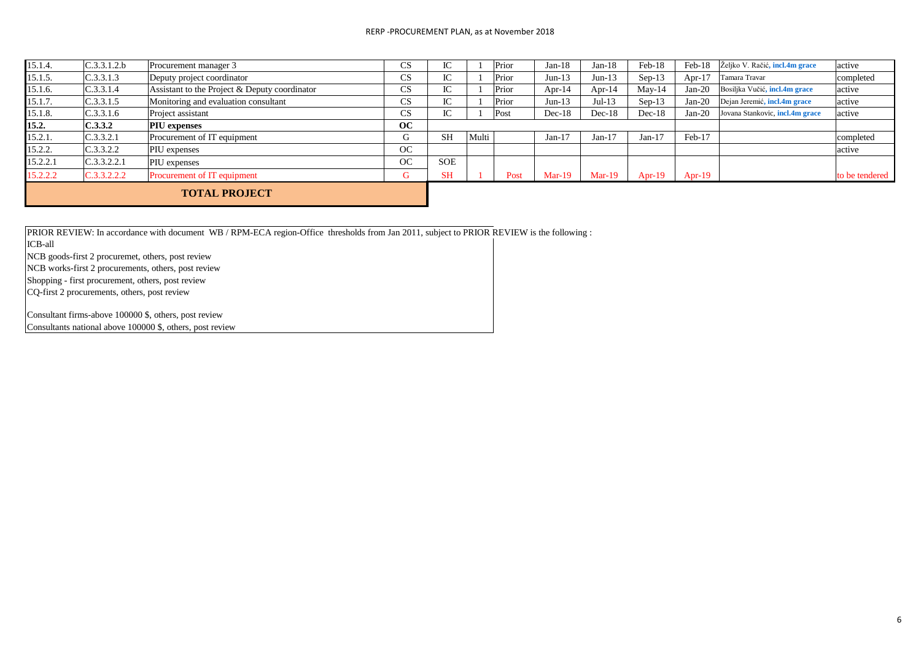RERP -PROCUREMENT PLAN, as at November 2018

| | | | | | | | | | | | | |
|---|---|---|---|---|---|---|---|---|---|---|---|---|
| 15.1.4. | C.3.3.1.2.b | Procurement manager 3 | CS | IC | 1 | Prior | Jan-18 | Jan-18 | Feb-18 | Feb-18 | Željko V. Račić, **incl.4m grace** | active |
| 15.1.5. | C.3.3.1.3 | Deputy project coordinator | CS | IC | 1 | Prior | Jun-13 | Jun-13 | Sep-13 | Apr-17 | Tamara Travar | completed |
| 15.1.6. | C.3.3.1.4 | Assistant to the Project & Deputy coordinator | CS | IC | 1 | Prior | Apr-14 | Apr-14 | May-14 | Jan-20 | Bosiljka Vučić, **incl.4m grace** | active |
| 15.1.7. | C.3.3.1.5 | Monitoring and evaluation consultant | CS | IC | 1 | Prior | Jun-13 | Jul-13 | Sep-13 | Jan-20 | Dejan Jeremić, **incl.4m grace** | active |
| 15.1.8. | C.3.3.1.6 | Project assistant | CS | IC | 1 | Post | Dec-18 | Dec-18 | Dec-18 | Jan-20 | Jovana Stankovic, **incl.4m grace** | active |
| **15.2.** | **C.3.3.2** | **PIU expenses** | **OC** | | | | | | | | | |
| 15.2.1. | C.3.3.2.1 | Procurement of IT equipment | G | SH | Multi | | Jan-17 | Jan-17 | Jan-17 | Feb-17 | | completed |
| 15.2.2. | C.3.3.2.2 | PIU expenses | OC | | | | | | | | | active |
| 15.2.2.1 | C.3.3.2.2.1 | PIU expenses | OC | SOE | | | | | | | | |
| 15.2.2.2 | C.3.3.2.2.2 | Procurement of IT equipment | G | SH | 1 | Post | Mar-19 | Mar-19 | Apr-19 | Apr-19 | | to be tendered |
| **TOTAL PROJECT** | | | | | | | | | | | | |

PRIOR REVIEW: In accordance with document WB / RPM-ECA region-Office thresholds from Jan 2011, subject to PRIOR REVIEW is the following :

ICB-all

NCB goods-first 2 procuremet, others, post review

NCB works-first 2 procurements, others, post review

Shopping - first procurement, others, post review

CQ-first 2 procurements, others, post review

Consultant firms-above 100000 $, others, post review

Consultants national above 100000 $, others, post review